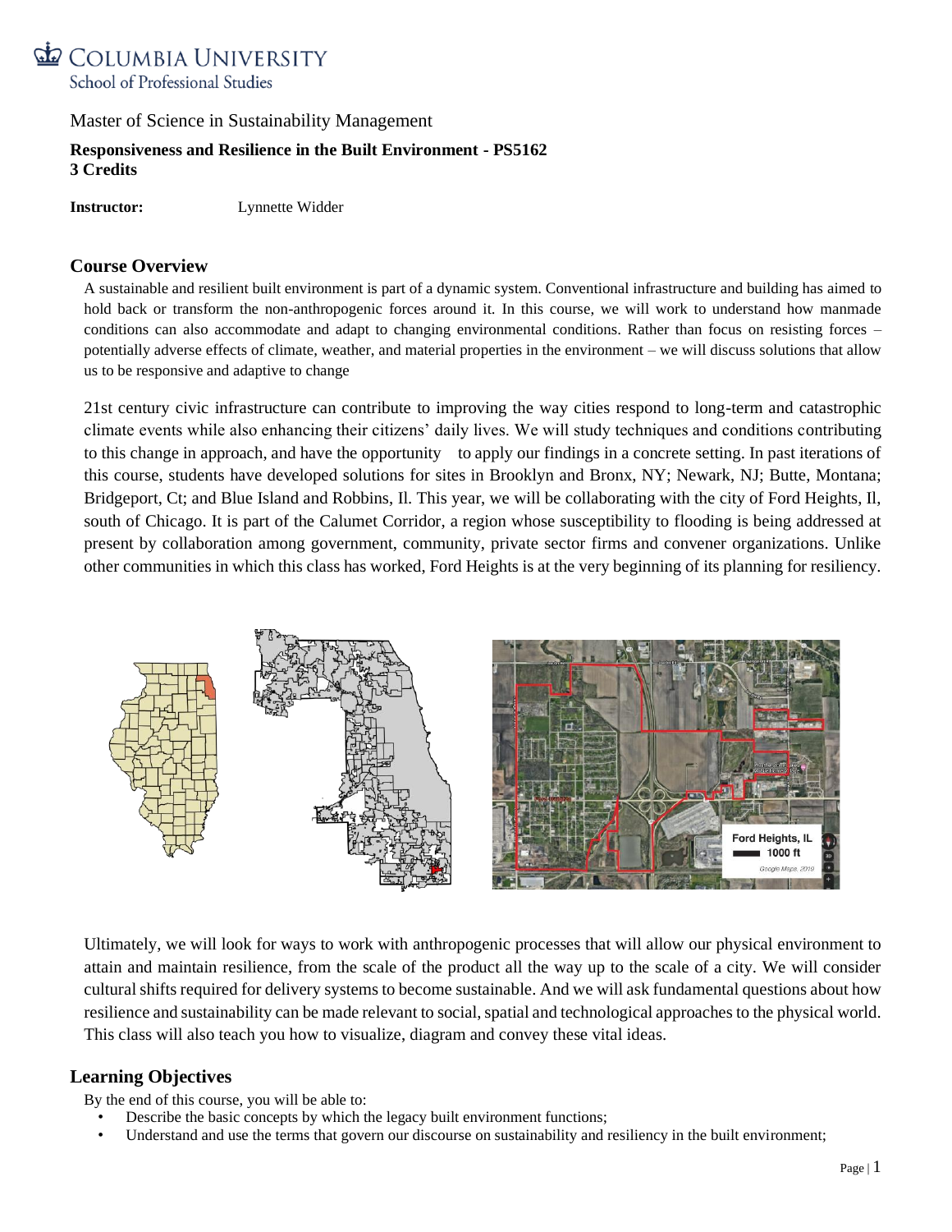COLUMBIA UNIVERSITY
School of Professional Studies

Master of Science in Sustainability Management

**Responsiveness and Resilience in the Built Environment - PS5162**
**3 Credits**

**Instructor:** Lynnette Widder

## Course Overview

A sustainable and resilient built environment is part of a dynamic system. Conventional infrastructure and building has aimed to hold back or transform the non-anthropogenic forces around it. In this course, we will work to understand how manmade conditions can also accommodate and adapt to changing environmental conditions. Rather than focus on resisting forces – potentially adverse effects of climate, weather, and material properties in the environment – we will discuss solutions that allow us to be responsive and adaptive to change

21st century civic infrastructure can contribute to improving the way cities respond to long-term and catastrophic climate events while also enhancing their citizens' daily lives. We will study techniques and conditions contributing to this change in approach, and have the opportunity to apply our findings in a concrete setting. In past iterations of this course, students have developed solutions for sites in Brooklyn and Bronx, NY; Newark, NJ; Butte, Montana; Bridgeport, Ct; and Blue Island and Robbins, Il. This year, we will be collaborating with the city of Ford Heights, Il, south of Chicago. It is part of the Calumet Corridor, a region whose susceptibility to flooding is being addressed at present by collaboration among government, community, private sector firms and convener organizations. Unlike other communities in which this class has worked, Ford Heights is at the very beginning of its planning for resiliency.

Ultimately, we will look for ways to work with anthropogenic processes that will allow our physical environment to attain and maintain resilience, from the scale of the product all the way up to the scale of a city. We will consider cultural shifts required for delivery systems to become sustainable. And we will ask fundamental questions about how resilience and sustainability can be made relevant to social, spatial and technological approaches to the physical world. This class will also teach you how to visualize, diagram and convey these vital ideas.

## Learning Objectives

By the end of this course, you will be able to:

- Describe the basic concepts by which the legacy built environment functions;
- Understand and use the terms that govern our discourse on sustainability and resiliency in the built environment;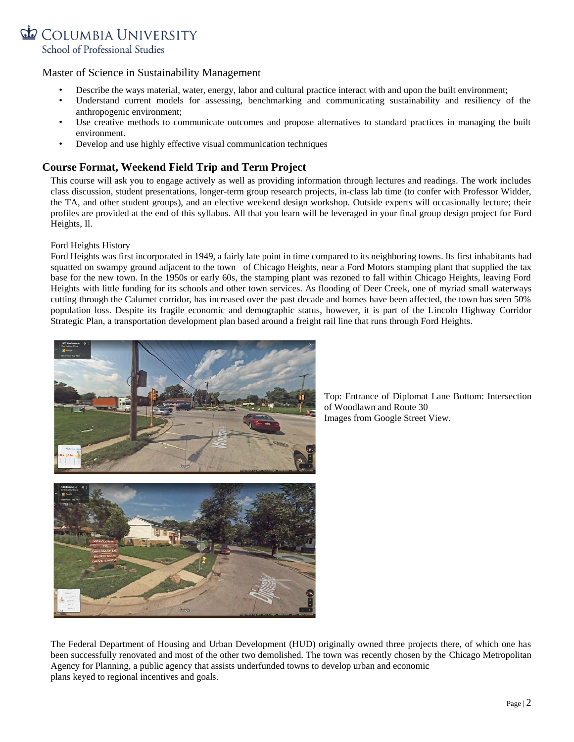Master of Science in Sustainability Management

- Describe the ways material, water, energy, labor and cultural practice interact with and upon the built environment;
- Understand current models for assessing, benchmarking and communicating sustainability and resiliency of the anthropogenic environment;
- Use creative methods to communicate outcomes and propose alternatives to standard practices in managing the built environment.
- Develop and use highly effective visual communication techniques

## Course Format, Weekend Field Trip and Term Project

This course will ask you to engage actively as well as providing information through lectures and readings. The work includes class discussion, student presentations, longer-term group research projects, in-class lab time (to confer with Professor Widder, the TA, and other student groups), and an elective weekend design workshop. Outside experts will occasionally lecture; their profiles are provided at the end of this syllabus. All that you learn will be leveraged in your final group design project for Ford Heights, Il.

Ford Heights History

Ford Heights was first incorporated in 1949, a fairly late point in time compared to its neighboring towns. Its first inhabitants had squatted on swampy ground adjacent to the town of Chicago Heights, near a Ford Motors stamping plant that supplied the tax base for the new town. In the 1950s or early 60s, the stamping plant was rezoned to fall within Chicago Heights, leaving Ford Heights with little funding for its schools and other town services. As flooding of Deer Creek, one of myriad small waterways cutting through the Calumet corridor, has increased over the past decade and homes have been affected, the town has seen 50% population loss. Despite its fragile economic and demographic status, however, it is part of the Lincoln Highway Corridor Strategic Plan, a transportation development plan based around a freight rail line that runs through Ford Heights.

Top: Entrance of Diplomat Lane Bottom: Intersection of Woodlawn and Route 30
Images from Google Street View.

The Federal Department of Housing and Urban Development (HUD) originally owned three projects there, of which one has been successfully renovated and most of the other two demolished. The town was recently chosen by the Chicago Metropolitan Agency for Planning, a public agency that assists underfunded towns to develop urban and economic plans keyed to regional incentives and goals.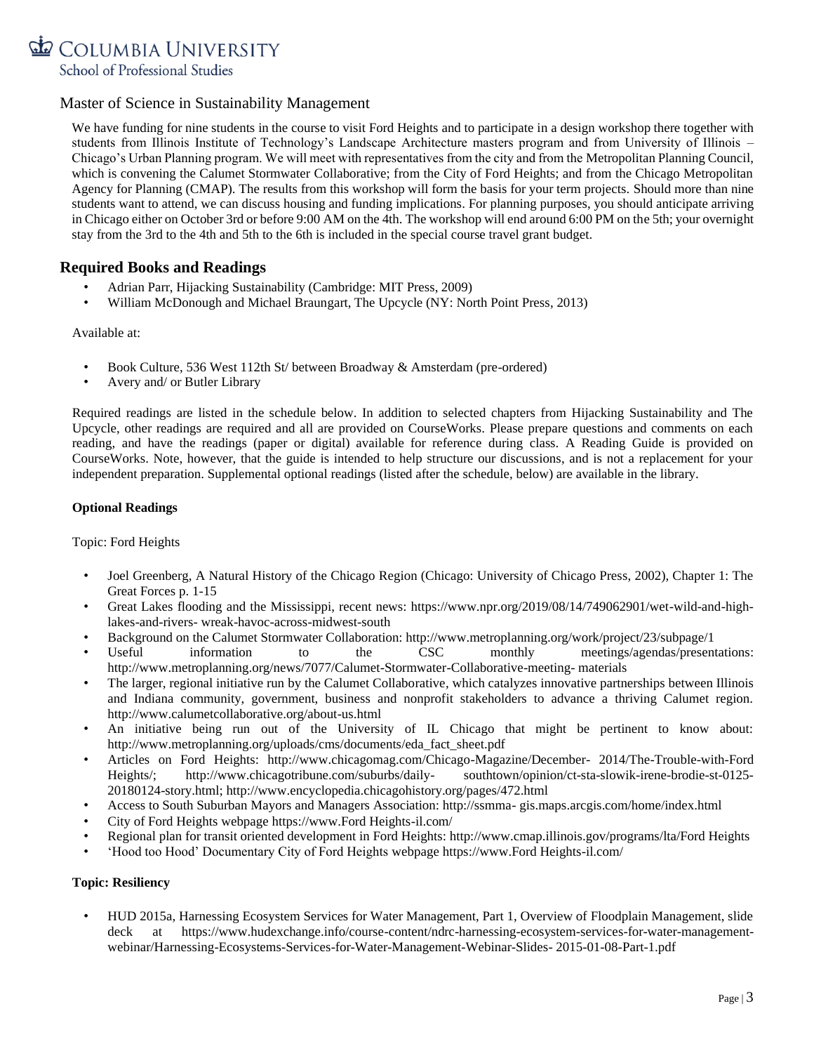Master of Science in Sustainability Management

We have funding for nine students in the course to visit Ford Heights and to participate in a design workshop there together with students from Illinois Institute of Technology's Landscape Architecture masters program and from University of Illinois – Chicago's Urban Planning program. We will meet with representatives from the city and from the Metropolitan Planning Council, which is convening the Calumet Stormwater Collaborative; from the City of Ford Heights; and from the Chicago Metropolitan Agency for Planning (CMAP). The results from this workshop will form the basis for your term projects. Should more than nine students want to attend, we can discuss housing and funding implications. For planning purposes, you should anticipate arriving in Chicago either on October 3rd or before 9:00 AM on the 4th. The workshop will end around 6:00 PM on the 5th; your overnight stay from the 3rd to the 4th and 5th to the 6th is included in the special course travel grant budget.

## Required Books and Readings

- Adrian Parr, Hijacking Sustainability (Cambridge: MIT Press, 2009)
- William McDonough and Michael Braungart, The Upcycle (NY: North Point Press, 2013)

Available at:

- Book Culture, 536 West 112th St/ between Broadway & Amsterdam (pre-ordered)
- Avery and/ or Butler Library

Required readings are listed in the schedule below. In addition to selected chapters from Hijacking Sustainability and The Upcycle, other readings are required and all are provided on CourseWorks. Please prepare questions and comments on each reading, and have the readings (paper or digital) available for reference during class. A Reading Guide is provided on CourseWorks. Note, however, that the guide is intended to help structure our discussions, and is not a replacement for your independent preparation. Supplemental optional readings (listed after the schedule, below) are available in the library.

**Optional Readings**

Topic: Ford Heights

- Joel Greenberg, A Natural History of the Chicago Region (Chicago: University of Chicago Press, 2002), Chapter 1: The Great Forces p. 1-15
- Great Lakes flooding and the Mississippi, recent news: https://www.npr.org/2019/08/14/749062901/wet-wild-and-high-lakes-and-rivers- wreak-havoc-across-midwest-south
- Background on the Calumet Stormwater Collaboration: http://www.metroplanning.org/work/project/23/subpage/1
- Useful information to the CSC monthly meetings/agendas/presentations: http://www.metroplanning.org/news/7077/Calumet-Stormwater-Collaborative-meeting- materials
- The larger, regional initiative run by the Calumet Collaborative, which catalyzes innovative partnerships between Illinois and Indiana community, government, business and nonprofit stakeholders to advance a thriving Calumet region. http://www.calumetcollaborative.org/about-us.html
- An initiative being run out of the University of IL Chicago that might be pertinent to know about: http://www.metroplanning.org/uploads/cms/documents/eda_fact_sheet.pdf
- Articles on Ford Heights: http://www.chicagomag.com/Chicago-Magazine/December- 2014/The-Trouble-with-Ford Heights/; http://www.chicagotribune.com/suburbs/daily- southtown/opinion/ct-sta-slowik-irene-brodie-st-0125-20180124-story.html; http://www.encyclopedia.chicagohistory.org/pages/472.html
- Access to South Suburban Mayors and Managers Association: http://ssmma- gis.maps.arcgis.com/home/index.html
- City of Ford Heights webpage https://www.Ford Heights-il.com/
- Regional plan for transit oriented development in Ford Heights: http://www.cmap.illinois.gov/programs/lta/Ford Heights
- 'Hood too Hood' Documentary City of Ford Heights webpage https://www.Ford Heights-il.com/

**Topic: Resiliency**

- HUD 2015a, Harnessing Ecosystem Services for Water Management, Part 1, Overview of Floodplain Management, slide deck at https://www.hudexchange.info/course-content/ndrc-harnessing-ecosystem-services-for-water-management-webinar/Harnessing-Ecosystems-Services-for-Water-Management-Webinar-Slides- 2015-01-08-Part-1.pdf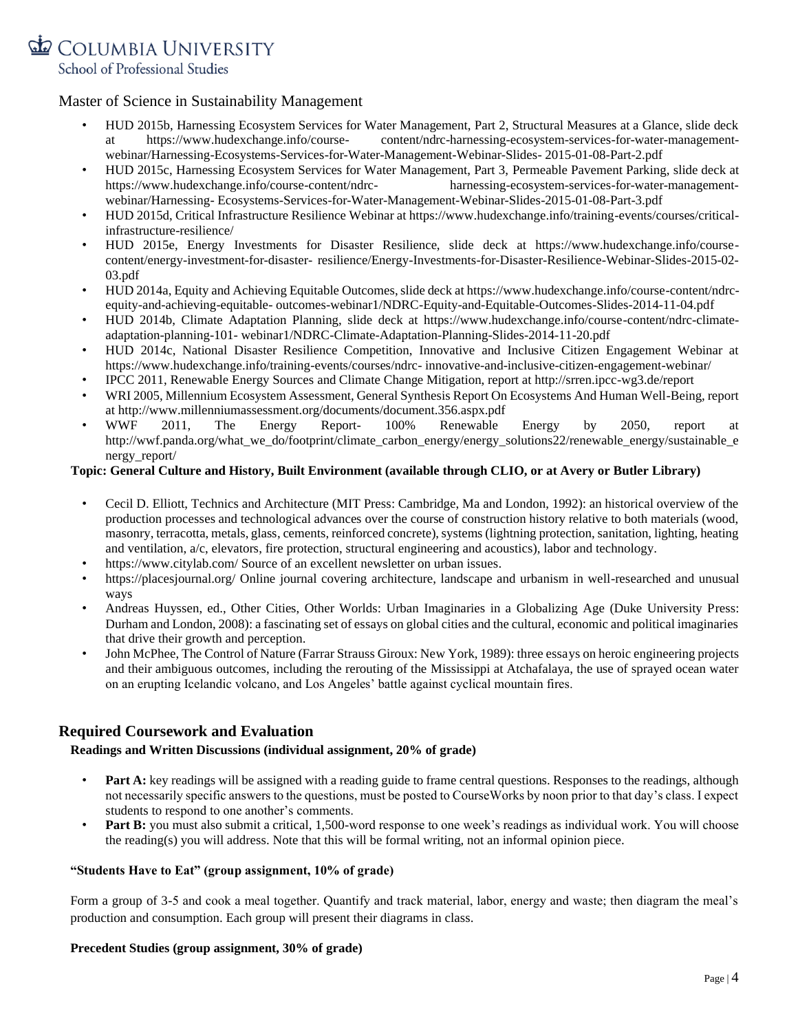Master of Science in Sustainability Management

- HUD 2015b, Harnessing Ecosystem Services for Water Management, Part 2, Structural Measures at a Glance, slide deck at https://www.hudexchange.info/course- content/ndrc-harnessing-ecosystem-services-for-water-management-webinar/Harnessing-Ecosystems-Services-for-Water-Management-Webinar-Slides- 2015-01-08-Part-2.pdf
- HUD 2015c, Harnessing Ecosystem Services for Water Management, Part 3, Permeable Pavement Parking, slide deck at https://www.hudexchange.info/course-content/ndrc- harnessing-ecosystem-services-for-water-management-webinar/Harnessing- Ecosystems-Services-for-Water-Management-Webinar-Slides-2015-01-08-Part-3.pdf
- HUD 2015d, Critical Infrastructure Resilience Webinar at https://www.hudexchange.info/training-events/courses/critical-infrastructure-resilience/
- HUD 2015e, Energy Investments for Disaster Resilience, slide deck at https://www.hudexchange.info/course-content/energy-investment-for-disaster- resilience/Energy-Investments-for-Disaster-Resilience-Webinar-Slides-2015-02-03.pdf
- HUD 2014a, Equity and Achieving Equitable Outcomes, slide deck at https://www.hudexchange.info/course-content/ndrc-equity-and-achieving-equitable- outcomes-webinar1/NDRC-Equity-and-Equitable-Outcomes-Slides-2014-11-04.pdf
- HUD 2014b, Climate Adaptation Planning, slide deck at https://www.hudexchange.info/course-content/ndrc-climate-adaptation-planning-101- webinar1/NDRC-Climate-Adaptation-Planning-Slides-2014-11-20.pdf
- HUD 2014c, National Disaster Resilience Competition, Innovative and Inclusive Citizen Engagement Webinar at https://www.hudexchange.info/training-events/courses/ndrc- innovative-and-inclusive-citizen-engagement-webinar/
- IPCC 2011, Renewable Energy Sources and Climate Change Mitigation, report at http://srren.ipcc-wg3.de/report
- WRI 2005, Millennium Ecosystem Assessment, General Synthesis Report On Ecosystems And Human Well-Being, report at http://www.millenniumassessment.org/documents/document.356.aspx.pdf
- WWF 2011, The Energy Report- 100% Renewable Energy by 2050, report at http://wwf.panda.org/what_we_do/footprint/climate_carbon_energy/energy_solutions22/renewable_energy/sustainable_energy_report/

**Topic: General Culture and History, Built Environment (available through CLIO, or at Avery or Butler Library)**

- Cecil D. Elliott, Technics and Architecture (MIT Press: Cambridge, Ma and London, 1992): an historical overview of the production processes and technological advances over the course of construction history relative to both materials (wood, masonry, terracotta, metals, glass, cements, reinforced concrete), systems (lightning protection, sanitation, lighting, heating and ventilation, a/c, elevators, fire protection, structural engineering and acoustics), labor and technology.
- https://www.citylab.com/ Source of an excellent newsletter on urban issues.
- https://placesjournal.org/ Online journal covering architecture, landscape and urbanism in well-researched and unusual ways
- Andreas Huyssen, ed., Other Cities, Other Worlds: Urban Imaginaries in a Globalizing Age (Duke University Press: Durham and London, 2008): a fascinating set of essays on global cities and the cultural, economic and political imaginaries that drive their growth and perception.
- John McPhee, The Control of Nature (Farrar Strauss Giroux: New York, 1989): three essays on heroic engineering projects and their ambiguous outcomes, including the rerouting of the Mississippi at Atchafalaya, the use of sprayed ocean water on an erupting Icelandic volcano, and Los Angeles' battle against cyclical mountain fires.

## Required Coursework and Evaluation

**Readings and Written Discussions (individual assignment, 20% of grade)**

- **Part A:** key readings will be assigned with a reading guide to frame central questions. Responses to the readings, although not necessarily specific answers to the questions, must be posted to CourseWorks by noon prior to that day's class. I expect students to respond to one another's comments.
- **Part B:** you must also submit a critical, 1,500-word response to one week's readings as individual work. You will choose the reading(s) you will address. Note that this will be formal writing, not an informal opinion piece.

**"Students Have to Eat" (group assignment, 10% of grade)**

Form a group of 3-5 and cook a meal together. Quantify and track material, labor, energy and waste; then diagram the meal's production and consumption. Each group will present their diagrams in class.

**Precedent Studies (group assignment, 30% of grade)**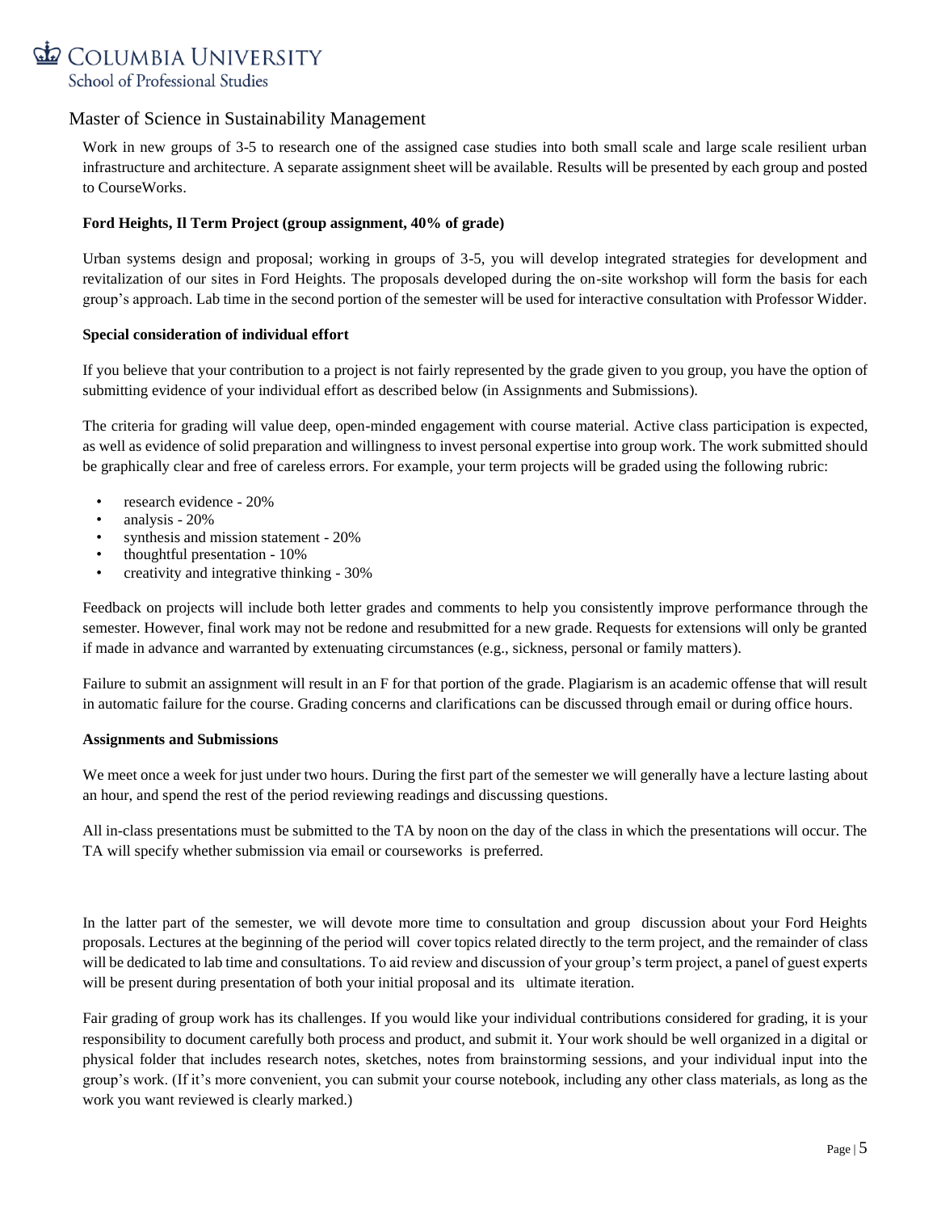Work in new groups of 3-5 to research one of the assigned case studies into both small scale and large scale resilient urban infrastructure and architecture. A separate assignment sheet will be available. Results will be presented by each group and posted to CourseWorks.

**Ford Heights, Il Term Project (group assignment, 40% of grade)**

Urban systems design and proposal; working in groups of 3-5, you will develop integrated strategies for development and revitalization of our sites in Ford Heights. The proposals developed during the on-site workshop will form the basis for each group's approach. Lab time in the second portion of the semester will be used for interactive consultation with Professor Widder.

**Special consideration of individual effort**

If you believe that your contribution to a project is not fairly represented by the grade given to you group, you have the option of submitting evidence of your individual effort as described below (in Assignments and Submissions).

The criteria for grading will value deep, open-minded engagement with course material. Active class participation is expected, as well as evidence of solid preparation and willingness to invest personal expertise into group work. The work submitted should be graphically clear and free of careless errors. For example, your term projects will be graded using the following rubric:

- research evidence - 20%
- analysis - 20%
- synthesis and mission statement - 20%
- thoughtful presentation - 10%
- creativity and integrative thinking - 30%

Feedback on projects will include both letter grades and comments to help you consistently improve performance through the semester. However, final work may not be redone and resubmitted for a new grade. Requests for extensions will only be granted if made in advance and warranted by extenuating circumstances (e.g., sickness, personal or family matters).

Failure to submit an assignment will result in an F for that portion of the grade. Plagiarism is an academic offense that will result in automatic failure for the course. Grading concerns and clarifications can be discussed through email or during office hours.

**Assignments and Submissions**

We meet once a week for just under two hours. During the first part of the semester we will generally have a lecture lasting about an hour, and spend the rest of the period reviewing readings and discussing questions.

All in-class presentations must be submitted to the TA by noon on the day of the class in which the presentations will occur. The TA will specify whether submission via email or courseworks is preferred.

In the latter part of the semester, we will devote more time to consultation and group discussion about your Ford Heights proposals. Lectures at the beginning of the period will cover topics related directly to the term project, and the remainder of class will be dedicated to lab time and consultations. To aid review and discussion of your group's term project, a panel of guest experts will be present during presentation of both your initial proposal and its ultimate iteration.

Fair grading of group work has its challenges. If you would like your individual contributions considered for grading, it is your responsibility to document carefully both process and product, and submit it. Your work should be well organized in a digital or physical folder that includes research notes, sketches, notes from brainstorming sessions, and your individual input into the group's work. (If it's more convenient, you can submit your course notebook, including any other class materials, as long as the work you want reviewed is clearly marked.)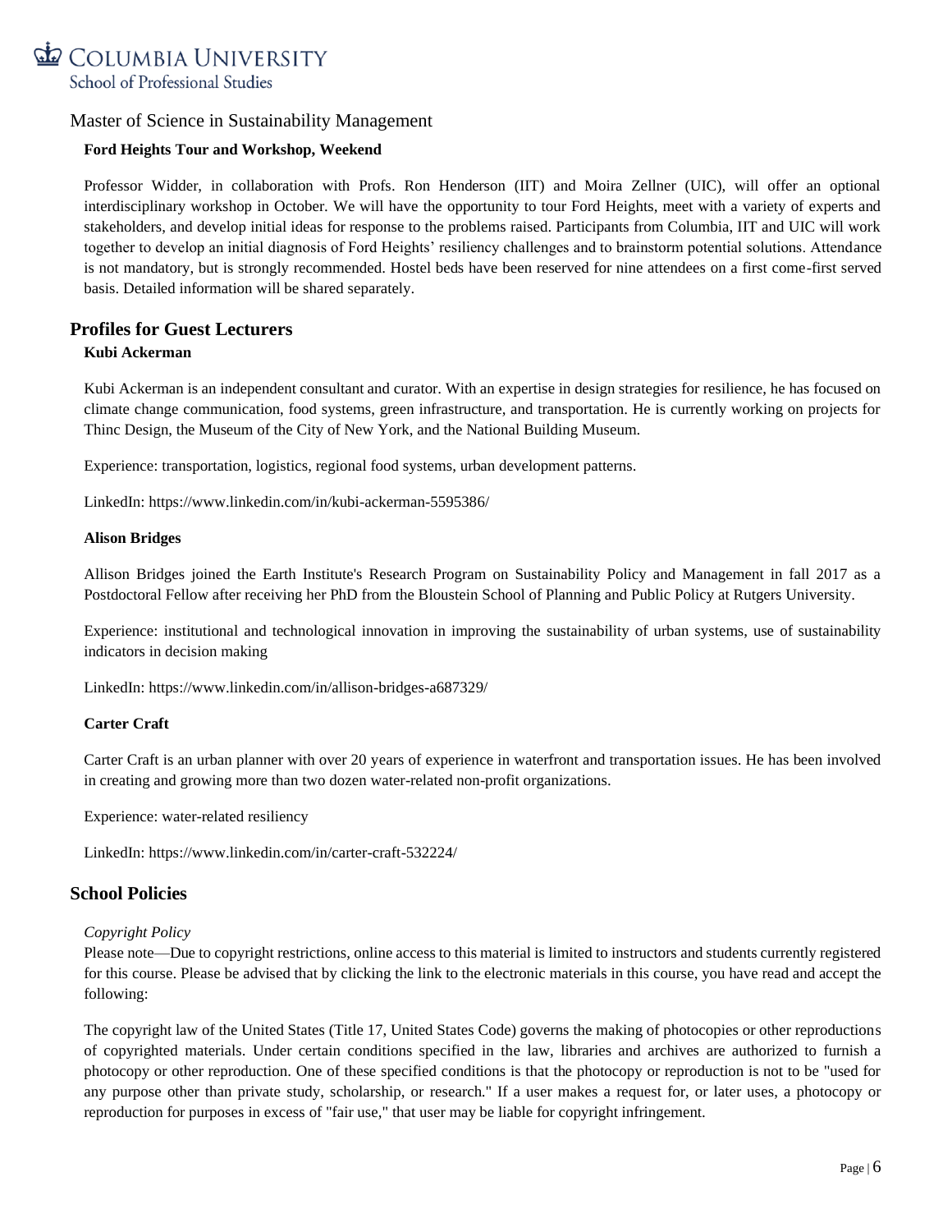Master of Science in Sustainability Management

**Ford Heights Tour and Workshop, Weekend**

Professor Widder, in collaboration with Profs. Ron Henderson (IIT) and Moira Zellner (UIC), will offer an optional interdisciplinary workshop in October. We will have the opportunity to tour Ford Heights, meet with a variety of experts and stakeholders, and develop initial ideas for response to the problems raised. Participants from Columbia, IIT and UIC will work together to develop an initial diagnosis of Ford Heights' resiliency challenges and to brainstorm potential solutions. Attendance is not mandatory, but is strongly recommended. Hostel beds have been reserved for nine attendees on a first come-first served basis. Detailed information will be shared separately.

## Profiles for Guest Lecturers

**Kubi Ackerman**

Kubi Ackerman is an independent consultant and curator. With an expertise in design strategies for resilience, he has focused on climate change communication, food systems, green infrastructure, and transportation. He is currently working on projects for Thinc Design, the Museum of the City of New York, and the National Building Museum.

Experience: transportation, logistics, regional food systems, urban development patterns.

LinkedIn: https://www.linkedin.com/in/kubi-ackerman-5595386/

**Alison Bridges**

Allison Bridges joined the Earth Institute's Research Program on Sustainability Policy and Management in fall 2017 as a Postdoctoral Fellow after receiving her PhD from the Bloustein School of Planning and Public Policy at Rutgers University.

Experience: institutional and technological innovation in improving the sustainability of urban systems, use of sustainability indicators in decision making

LinkedIn: https://www.linkedin.com/in/allison-bridges-a687329/

**Carter Craft**

Carter Craft is an urban planner with over 20 years of experience in waterfront and transportation issues. He has been involved in creating and growing more than two dozen water-related non-profit organizations.

Experience: water-related resiliency

LinkedIn: https://www.linkedin.com/in/carter-craft-532224/

## School Policies

*Copyright Policy*

Please note—Due to copyright restrictions, online access to this material is limited to instructors and students currently registered for this course. Please be advised that by clicking the link to the electronic materials in this course, you have read and accept the following:

The copyright law of the United States (Title 17, United States Code) governs the making of photocopies or other reproductions of copyrighted materials. Under certain conditions specified in the law, libraries and archives are authorized to furnish a photocopy or other reproduction. One of these specified conditions is that the photocopy or reproduction is not to be "used for any purpose other than private study, scholarship, or research." If a user makes a request for, or later uses, a photocopy or reproduction for purposes in excess of "fair use," that user may be liable for copyright infringement.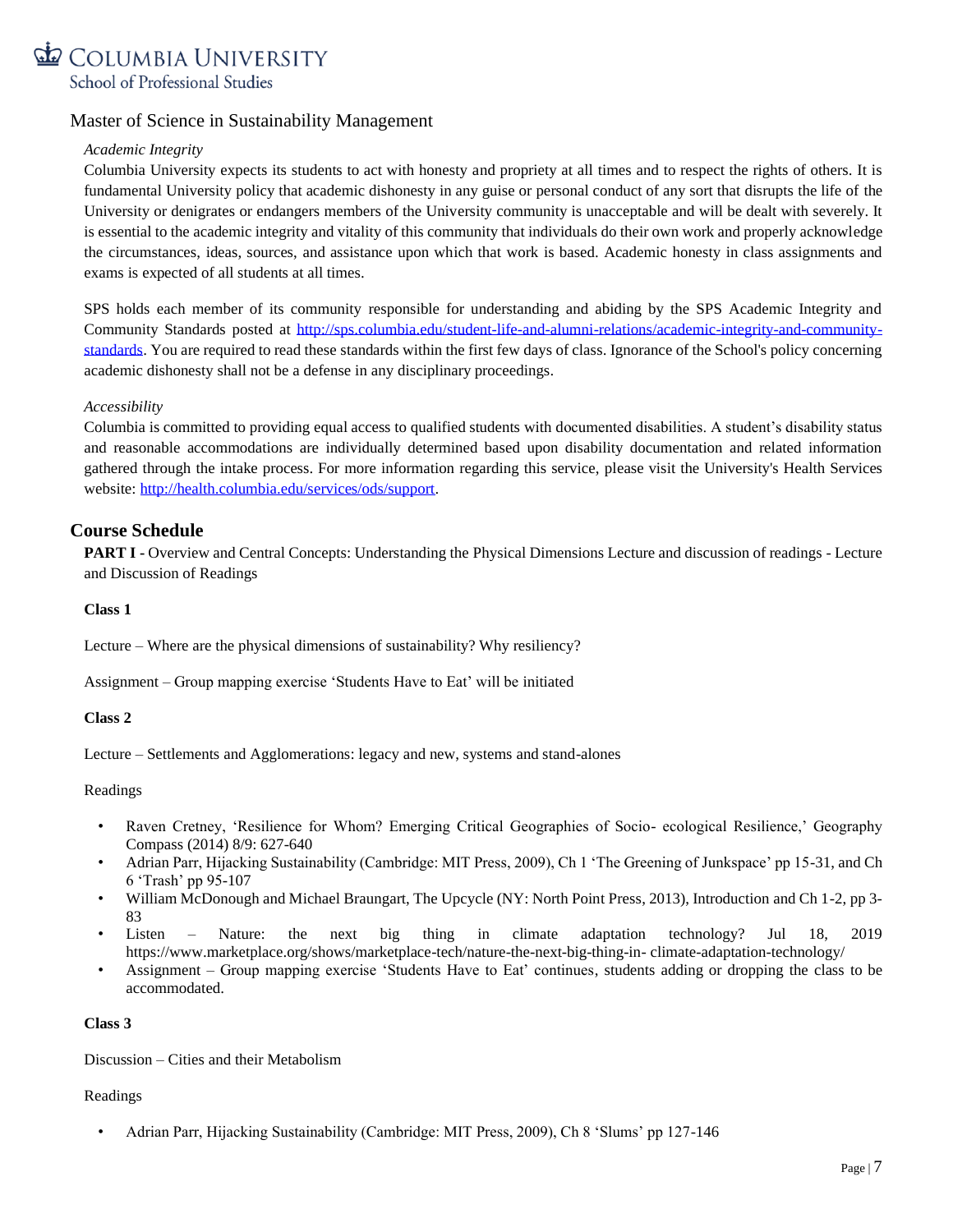Master of Science in Sustainability Management

*Academic Integrity*

Columbia University expects its students to act with honesty and propriety at all times and to respect the rights of others. It is fundamental University policy that academic dishonesty in any guise or personal conduct of any sort that disrupts the life of the University or denigrates or endangers members of the University community is unacceptable and will be dealt with severely. It is essential to the academic integrity and vitality of this community that individuals do their own work and properly acknowledge the circumstances, ideas, sources, and assistance upon which that work is based. Academic honesty in class assignments and exams is expected of all students at all times.

SPS holds each member of its community responsible for understanding and abiding by the SPS Academic Integrity and Community Standards posted at http://sps.columbia.edu/student-life-and-alumni-relations/academic-integrity-and-community-standards. You are required to read these standards within the first few days of class. Ignorance of the School's policy concerning academic dishonesty shall not be a defense in any disciplinary proceedings.

*Accessibility*

Columbia is committed to providing equal access to qualified students with documented disabilities. A student's disability status and reasonable accommodations are individually determined based upon disability documentation and related information gathered through the intake process. For more information regarding this service, please visit the University's Health Services website: http://health.columbia.edu/services/ods/support.

## Course Schedule

**PART I -** Overview and Central Concepts: Understanding the Physical Dimensions Lecture and discussion of readings - Lecture and Discussion of Readings

**Class 1**

Lecture – Where are the physical dimensions of sustainability? Why resiliency?

Assignment – Group mapping exercise 'Students Have to Eat' will be initiated

**Class 2**

Lecture – Settlements and Agglomerations: legacy and new, systems and stand-alones

Readings

- Raven Cretney, 'Resilience for Whom? Emerging Critical Geographies of Socio- ecological Resilience,' Geography Compass (2014) 8/9: 627-640
- Adrian Parr, Hijacking Sustainability (Cambridge: MIT Press, 2009), Ch 1 'The Greening of Junkspace' pp 15-31, and Ch 6 'Trash' pp 95-107
- William McDonough and Michael Braungart, The Upcycle (NY: North Point Press, 2013), Introduction and Ch 1-2, pp 3-83
- Listen – Nature: the next big thing in climate adaptation technology? Jul 18, 2019 https://www.marketplace.org/shows/marketplace-tech/nature-the-next-big-thing-in- climate-adaptation-technology/
- Assignment – Group mapping exercise 'Students Have to Eat' continues, students adding or dropping the class to be accommodated.

**Class 3**

Discussion – Cities and their Metabolism

Readings

- Adrian Parr, Hijacking Sustainability (Cambridge: MIT Press, 2009), Ch 8 'Slums' pp 127-146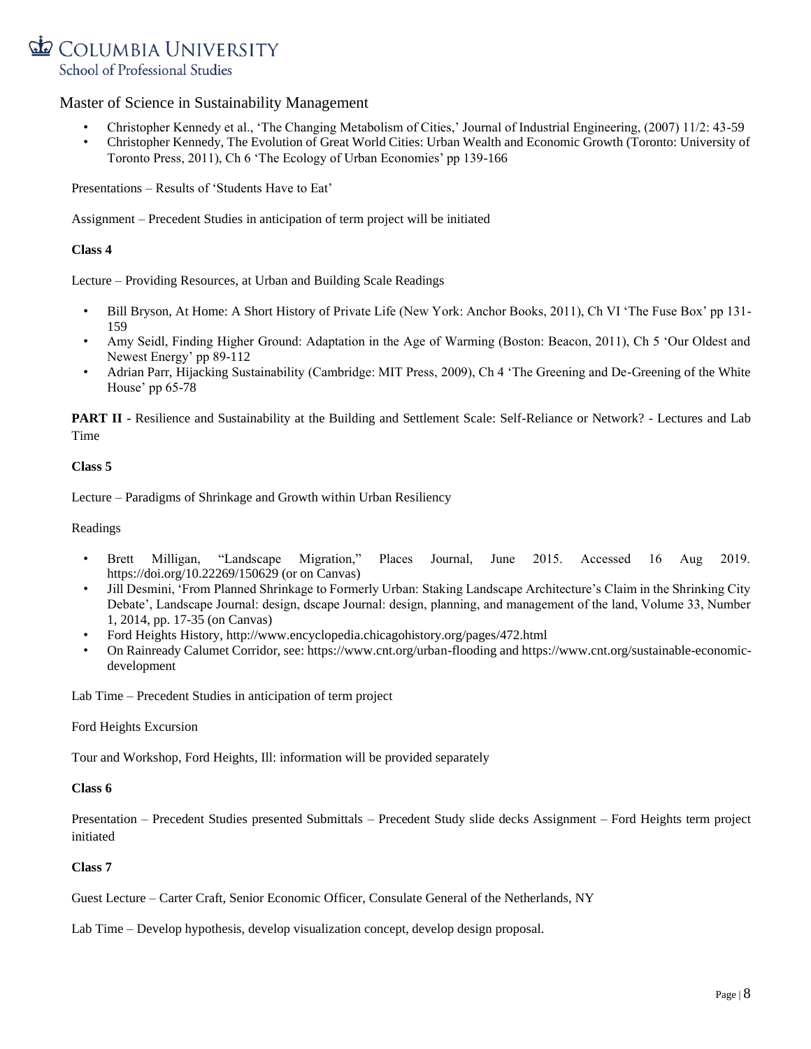- Christopher Kennedy et al., 'The Changing Metabolism of Cities,' Journal of Industrial Engineering, (2007) 11/2: 43-59
- Christopher Kennedy, The Evolution of Great World Cities: Urban Wealth and Economic Growth (Toronto: University of Toronto Press, 2011), Ch 6 'The Ecology of Urban Economies' pp 139-166

Presentations – Results of 'Students Have to Eat'

Assignment – Precedent Studies in anticipation of term project will be initiated

**Class 4**

Lecture – Providing Resources, at Urban and Building Scale Readings

- Bill Bryson, At Home: A Short History of Private Life (New York: Anchor Books, 2011), Ch VI 'The Fuse Box' pp 131-159
- Amy Seidl, Finding Higher Ground: Adaptation in the Age of Warming (Boston: Beacon, 2011), Ch 5 'Our Oldest and Newest Energy' pp 89-112
- Adrian Parr, Hijacking Sustainability (Cambridge: MIT Press, 2009), Ch 4 'The Greening and De-Greening of the White House' pp 65-78

**PART II -** Resilience and Sustainability at the Building and Settlement Scale: Self-Reliance or Network? - Lectures and Lab Time

**Class 5**

Lecture – Paradigms of Shrinkage and Growth within Urban Resiliency

Readings

- Brett Milligan, "Landscape Migration," Places Journal, June 2015. Accessed 16 Aug 2019. https://doi.org/10.22269/150629 (or on Canvas)
- Jill Desmini, 'From Planned Shrinkage to Formerly Urban: Staking Landscape Architecture's Claim in the Shrinking City Debate', Landscape Journal: design, dscape Journal: design, planning, and management of the land, Volume 33, Number 1, 2014, pp. 17-35 (on Canvas)
- Ford Heights History, http://www.encyclopedia.chicagohistory.org/pages/472.html
- On Rainready Calumet Corridor, see: https://www.cnt.org/urban-flooding and https://www.cnt.org/sustainable-economic-development

Lab Time – Precedent Studies in anticipation of term project

Ford Heights Excursion

Tour and Workshop, Ford Heights, Ill: information will be provided separately

**Class 6**

Presentation – Precedent Studies presented Submittals – Precedent Study slide decks Assignment – Ford Heights term project initiated

**Class 7**

Guest Lecture – Carter Craft, Senior Economic Officer, Consulate General of the Netherlands, NY

Lab Time – Develop hypothesis, develop visualization concept, develop design proposal.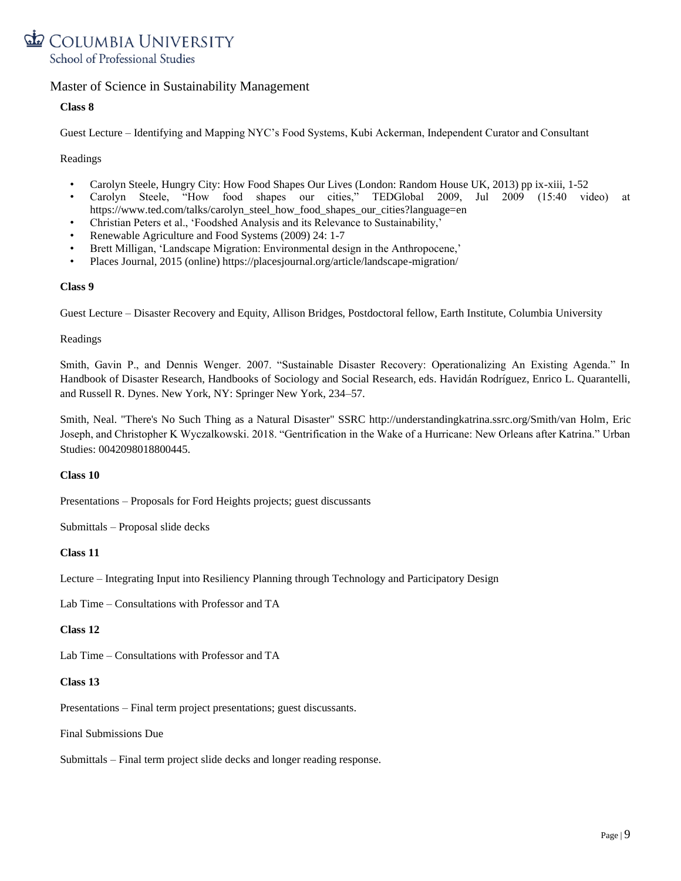Master of Science in Sustainability Management

**Class 8**

Guest Lecture – Identifying and Mapping NYC's Food Systems, Kubi Ackerman, Independent Curator and Consultant

Readings

- Carolyn Steele, Hungry City: How Food Shapes Our Lives (London: Random House UK, 2013) pp ix-xiii, 1-52
- Carolyn Steele, "How food shapes our cities," TEDGlobal 2009, Jul 2009 (15:40 video) at https://www.ted.com/talks/carolyn_steel_how_food_shapes_our_cities?language=en
- Christian Peters et al., 'Foodshed Analysis and its Relevance to Sustainability,'
- Renewable Agriculture and Food Systems (2009) 24: 1-7
- Brett Milligan, 'Landscape Migration: Environmental design in the Anthropocene,'
- Places Journal, 2015 (online) https://placesjournal.org/article/landscape-migration/

**Class 9**

Guest Lecture – Disaster Recovery and Equity, Allison Bridges, Postdoctoral fellow, Earth Institute, Columbia University

Readings

Smith, Gavin P., and Dennis Wenger. 2007. "Sustainable Disaster Recovery: Operationalizing An Existing Agenda." In Handbook of Disaster Research, Handbooks of Sociology and Social Research, eds. Havidán Rodríguez, Enrico L. Quarantelli, and Russell R. Dynes. New York, NY: Springer New York, 234–57.

Smith, Neal. "There's No Such Thing as a Natural Disaster" SSRC http://understandingkatrina.ssrc.org/Smith/van Holm, Eric Joseph, and Christopher K Wyczalkowski. 2018. "Gentrification in the Wake of a Hurricane: New Orleans after Katrina." Urban Studies: 0042098018800445.

**Class 10**

Presentations – Proposals for Ford Heights projects; guest discussants

Submittals – Proposal slide decks

**Class 11**

Lecture – Integrating Input into Resiliency Planning through Technology and Participatory Design

Lab Time – Consultations with Professor and TA

**Class 12**

Lab Time – Consultations with Professor and TA

**Class 13**

Presentations – Final term project presentations; guest discussants.

Final Submissions Due

Submittals – Final term project slide decks and longer reading response.